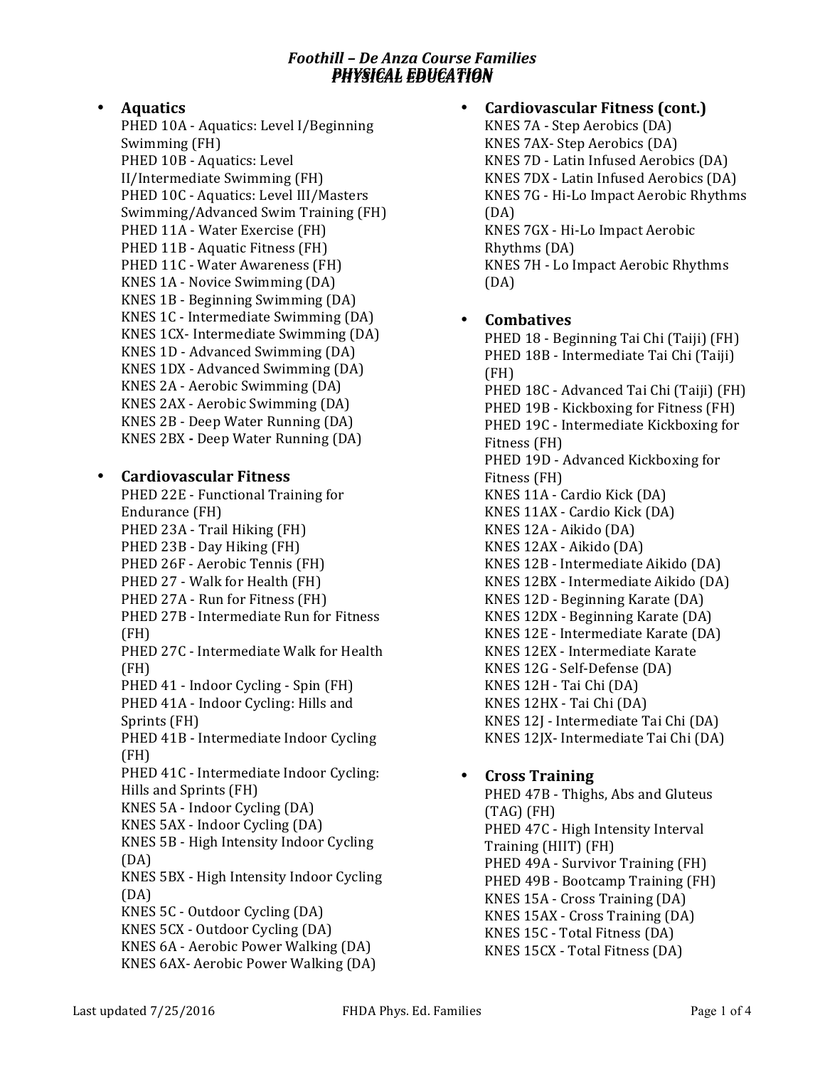# *Foothill – De Anza Course Families*
## *PHYSICAL EDUCATION*

- **Aquatics**
  PHED 10A - Aquatics: Level I/Beginning Swimming (FH)
  PHED 10B - Aquatics: Level II/Intermediate Swimming (FH)
  PHED 10C - Aquatics: Level III/Masters Swimming/Advanced Swim Training (FH)
  PHED 11A - Water Exercise (FH)
  PHED 11B - Aquatic Fitness (FH)
  PHED 11C - Water Awareness (FH)
  KNES 1A - Novice Swimming (DA)
  KNES 1B - Beginning Swimming (DA)
  KNES 1C - Intermediate Swimming (DA)
  KNES 1CX- Intermediate Swimming (DA)
  KNES 1D - Advanced Swimming (DA)
  KNES 1DX - Advanced Swimming (DA)
  KNES 2A - Aerobic Swimming (DA)
  KNES 2AX - Aerobic Swimming (DA)
  KNES 2B - Deep Water Running (DA)
  KNES 2BX - Deep Water Running (DA)

- **Cardiovascular Fitness**
  PHED 22E - Functional Training for Endurance (FH)
  PHED 23A - Trail Hiking (FH)
  PHED 23B - Day Hiking (FH)
  PHED 26F - Aerobic Tennis (FH)
  PHED 27 - Walk for Health (FH)
  PHED 27A - Run for Fitness (FH)
  PHED 27B - Intermediate Run for Fitness (FH)
  PHED 27C - Intermediate Walk for Health (FH)
  PHED 41 - Indoor Cycling - Spin (FH)
  PHED 41A - Indoor Cycling: Hills and Sprints (FH)
  PHED 41B - Intermediate Indoor Cycling (FH)
  PHED 41C - Intermediate Indoor Cycling: Hills and Sprints (FH)
  KNES 5A - Indoor Cycling (DA)
  KNES 5AX - Indoor Cycling (DA)
  KNES 5B - High Intensity Indoor Cycling (DA)
  KNES 5BX - High Intensity Indoor Cycling (DA)
  KNES 5C - Outdoor Cycling (DA)
  KNES 5CX - Outdoor Cycling (DA)
  KNES 6A - Aerobic Power Walking (DA)
  KNES 6AX- Aerobic Power Walking (DA)

- **Cardiovascular Fitness (cont.)**
  KNES 7A - Step Aerobics (DA)
  KNES 7AX- Step Aerobics (DA)
  KNES 7D - Latin Infused Aerobics (DA)
  KNES 7DX - Latin Infused Aerobics (DA)
  KNES 7G - Hi-Lo Impact Aerobic Rhythms (DA)
  KNES 7GX - Hi-Lo Impact Aerobic Rhythms (DA)
  KNES 7H - Lo Impact Aerobic Rhythms (DA)

- **Combatives**
  PHED 18 - Beginning Tai Chi (Taiji) (FH)
  PHED 18B - Intermediate Tai Chi (Taiji) (FH)
  PHED 18C - Advanced Tai Chi (Taiji) (FH)
  PHED 19B - Kickboxing for Fitness (FH)
  PHED 19C - Intermediate Kickboxing for Fitness (FH)
  PHED 19D - Advanced Kickboxing for Fitness (FH)
  KNES 11A - Cardio Kick (DA)
  KNES 11AX - Cardio Kick (DA)
  KNES 12A - Aikido (DA)
  KNES 12AX - Aikido (DA)
  KNES 12B - Intermediate Aikido (DA)
  KNES 12BX - Intermediate Aikido (DA)
  KNES 12D - Beginning Karate (DA)
  KNES 12DX - Beginning Karate (DA)
  KNES 12E - Intermediate Karate (DA)
  KNES 12EX - Intermediate Karate
  KNES 12G - Self-Defense (DA)
  KNES 12H - Tai Chi (DA)
  KNES 12HX - Tai Chi (DA)
  KNES 12J - Intermediate Tai Chi (DA)
  KNES 12JX- Intermediate Tai Chi (DA)

- **Cross Training**
  PHED 47B - Thighs, Abs and Gluteus (TAG) (FH)
  PHED 47C - High Intensity Interval Training (HIIT) (FH)
  PHED 49A - Survivor Training (FH)
  PHED 49B - Bootcamp Training (FH)
  KNES 15A - Cross Training (DA)
  KNES 15AX - Cross Training (DA)
  KNES 15C - Total Fitness (DA)
  KNES 15CX - Total Fitness (DA)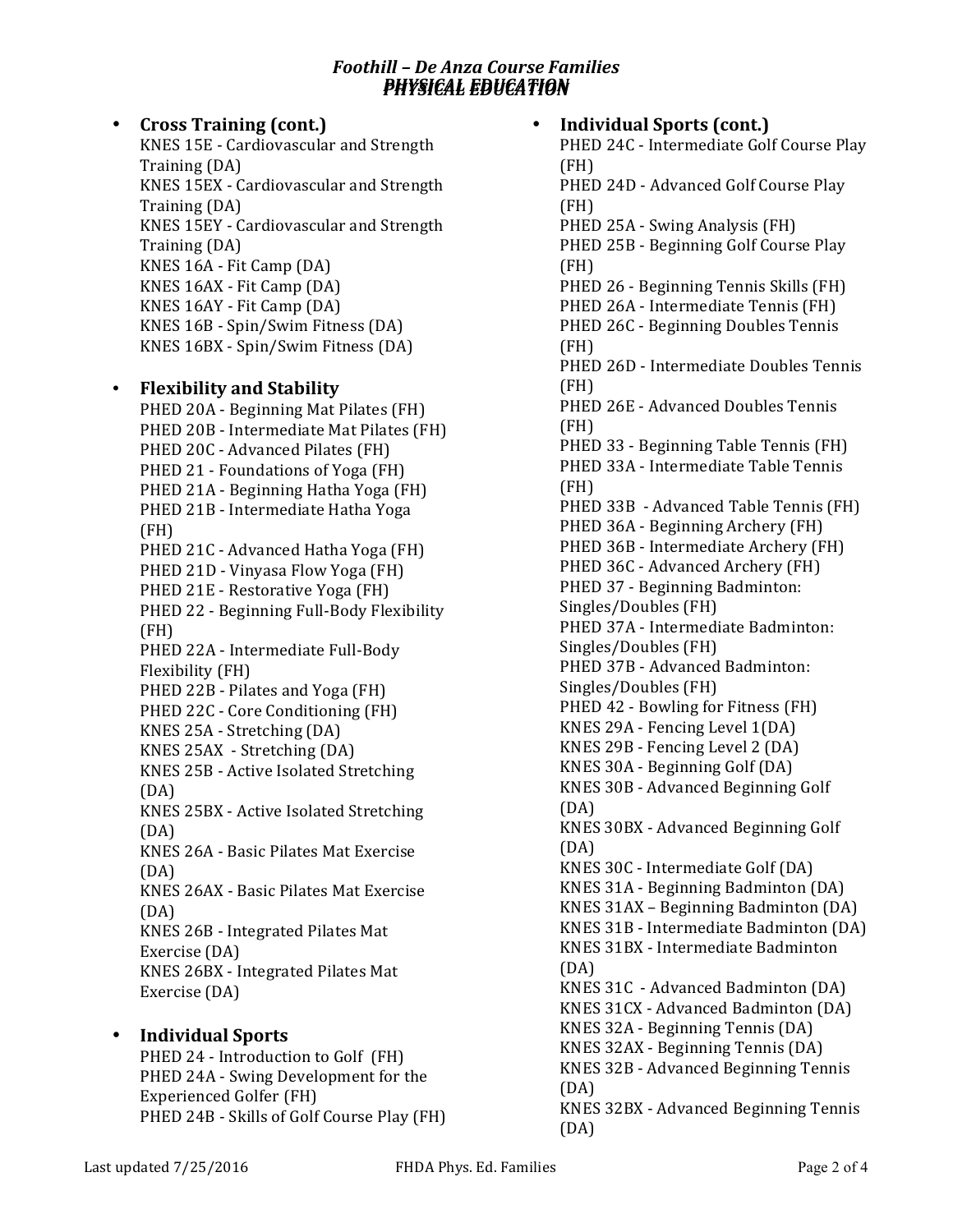- **Cross Training (cont.)**
  KNES 15E - Cardiovascular and Strength Training (DA)
  KNES 15EX - Cardiovascular and Strength Training (DA)
  KNES 15EY - Cardiovascular and Strength Training (DA)
  KNES 16A - Fit Camp (DA)
  KNES 16AX - Fit Camp (DA)
  KNES 16AY - Fit Camp (DA)
  KNES 16B - Spin/Swim Fitness (DA)
  KNES 16BX - Spin/Swim Fitness (DA)

- **Flexibility and Stability**
  PHED 20A - Beginning Mat Pilates (FH)
  PHED 20B - Intermediate Mat Pilates (FH)
  PHED 20C - Advanced Pilates (FH)
  PHED 21 - Foundations of Yoga (FH)
  PHED 21A - Beginning Hatha Yoga (FH)
  PHED 21B - Intermediate Hatha Yoga (FH)
  PHED 21C - Advanced Hatha Yoga (FH)
  PHED 21D - Vinyasa Flow Yoga (FH)
  PHED 21E - Restorative Yoga (FH)
  PHED 22 - Beginning Full-Body Flexibility (FH)
  PHED 22A - Intermediate Full-Body Flexibility (FH)
  PHED 22B - Pilates and Yoga (FH)
  PHED 22C - Core Conditioning (FH)
  KNES 25A - Stretching (DA)
  KNES 25AX - Stretching (DA)
  KNES 25B - Active Isolated Stretching (DA)
  KNES 25BX - Active Isolated Stretching (DA)
  KNES 26A - Basic Pilates Mat Exercise (DA)
  KNES 26AX - Basic Pilates Mat Exercise (DA)
  KNES 26B - Integrated Pilates Mat Exercise (DA)
  KNES 26BX - Integrated Pilates Mat Exercise (DA)

- **Individual Sports**
  PHED 24 - Introduction to Golf (FH)
  PHED 24A - Swing Development for the Experienced Golfer (FH)
  PHED 24B - Skills of Golf Course Play (FH)

- **Individual Sports (cont.)**
  PHED 24C - Intermediate Golf Course Play (FH)
  PHED 24D - Advanced Golf Course Play (FH)
  PHED 25A - Swing Analysis (FH)
  PHED 25B - Beginning Golf Course Play (FH)
  PHED 26 - Beginning Tennis Skills (FH)
  PHED 26A - Intermediate Tennis (FH)
  PHED 26C - Beginning Doubles Tennis (FH)
  PHED 26D - Intermediate Doubles Tennis (FH)
  PHED 26E - Advanced Doubles Tennis (FH)
  PHED 33 - Beginning Table Tennis (FH)
  PHED 33A - Intermediate Table Tennis (FH)
  PHED 33B - Advanced Table Tennis (FH)
  PHED 36A - Beginning Archery (FH)
  PHED 36B - Intermediate Archery (FH)
  PHED 36C - Advanced Archery (FH)
  PHED 37 - Beginning Badminton: Singles/Doubles (FH)
  PHED 37A - Intermediate Badminton: Singles/Doubles (FH)
  PHED 37B - Advanced Badminton: Singles/Doubles (FH)
  PHED 42 - Bowling for Fitness (FH)
  KNES 29A - Fencing Level 1(DA)
  KNES 29B - Fencing Level 2 (DA)
  KNES 30A - Beginning Golf (DA)
  KNES 30B - Advanced Beginning Golf (DA)
  KNES 30BX - Advanced Beginning Golf (DA)
  KNES 30C - Intermediate Golf (DA)
  KNES 31A - Beginning Badminton (DA)
  KNES 31AX – Beginning Badminton (DA)
  KNES 31B - Intermediate Badminton (DA)
  KNES 31BX - Intermediate Badminton (DA)
  KNES 31C - Advanced Badminton (DA)
  KNES 31CX - Advanced Badminton (DA)
  KNES 32A - Beginning Tennis (DA)
  KNES 32AX - Beginning Tennis (DA)
  KNES 32B - Advanced Beginning Tennis (DA)
  KNES 32BX - Advanced Beginning Tennis (DA)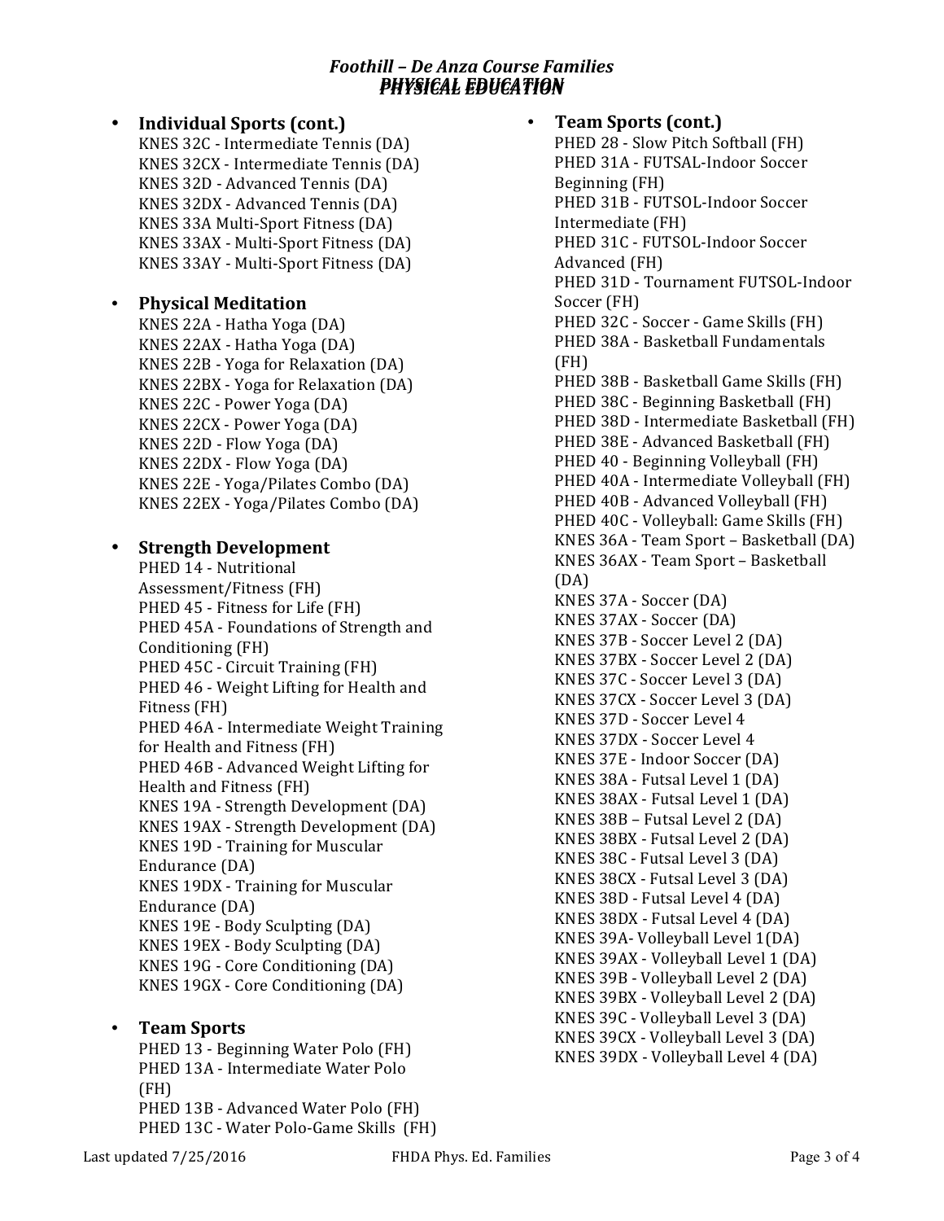## Foothill – De Anza Course Families
## PHYSICAL EDUCATION

- **Individual Sports (cont.)**
  KNES 32C - Intermediate Tennis (DA)
  KNES 32CX - Intermediate Tennis (DA)
  KNES 32D - Advanced Tennis (DA)
  KNES 32DX - Advanced Tennis (DA)
  KNES 33A Multi-Sport Fitness (DA)
  KNES 33AX - Multi-Sport Fitness (DA)
  KNES 33AY - Multi-Sport Fitness (DA)

- **Physical Meditation**
  KNES 22A - Hatha Yoga (DA)
  KNES 22AX - Hatha Yoga (DA)
  KNES 22B - Yoga for Relaxation (DA)
  KNES 22BX - Yoga for Relaxation (DA)
  KNES 22C - Power Yoga (DA)
  KNES 22CX - Power Yoga (DA)
  KNES 22D - Flow Yoga (DA)
  KNES 22DX - Flow Yoga (DA)
  KNES 22E - Yoga/Pilates Combo (DA)
  KNES 22EX - Yoga/Pilates Combo (DA)

- **Strength Development**
  PHED 14 - Nutritional Assessment/Fitness (FH)
  PHED 45 - Fitness for Life (FH)
  PHED 45A - Foundations of Strength and Conditioning (FH)
  PHED 45C - Circuit Training (FH)
  PHED 46 - Weight Lifting for Health and Fitness (FH)
  PHED 46A - Intermediate Weight Training for Health and Fitness (FH)
  PHED 46B - Advanced Weight Lifting for Health and Fitness (FH)
  KNES 19A - Strength Development (DA)
  KNES 19AX - Strength Development (DA)
  KNES 19D - Training for Muscular Endurance (DA)
  KNES 19DX - Training for Muscular Endurance (DA)
  KNES 19E - Body Sculpting (DA)
  KNES 19EX - Body Sculpting (DA)
  KNES 19G - Core Conditioning (DA)
  KNES 19GX - Core Conditioning (DA)

- **Team Sports**
  PHED 13 - Beginning Water Polo (FH)
  PHED 13A - Intermediate Water Polo (FH)
  PHED 13B - Advanced Water Polo (FH)
  PHED 13C - Water Polo-Game Skills (FH)

- **Team Sports (cont.)**
  PHED 28 - Slow Pitch Softball (FH)
  PHED 31A - FUTSAL-Indoor Soccer Beginning (FH)
  PHED 31B - FUTSOL-Indoor Soccer Intermediate (FH)
  PHED 31C - FUTSOL-Indoor Soccer Advanced (FH)
  PHED 31D - Tournament FUTSOL-Indoor Soccer (FH)
  PHED 32C - Soccer - Game Skills (FH)
  PHED 38A - Basketball Fundamentals (FH)
  PHED 38B - Basketball Game Skills (FH)
  PHED 38C - Beginning Basketball (FH)
  PHED 38D - Intermediate Basketball (FH)
  PHED 38E - Advanced Basketball (FH)
  PHED 40 - Beginning Volleyball (FH)
  PHED 40A - Intermediate Volleyball (FH)
  PHED 40B - Advanced Volleyball (FH)
  PHED 40C - Volleyball: Game Skills (FH)
  KNES 36A - Team Sport – Basketball (DA)
  KNES 36AX - Team Sport – Basketball (DA)
  KNES 37A - Soccer (DA)
  KNES 37AX - Soccer (DA)
  KNES 37B - Soccer Level 2 (DA)
  KNES 37BX - Soccer Level 2 (DA)
  KNES 37C - Soccer Level 3 (DA)
  KNES 37CX - Soccer Level 3 (DA)
  KNES 37D - Soccer Level 4
  KNES 37DX - Soccer Level 4
  KNES 37E - Indoor Soccer (DA)
  KNES 38A - Futsal Level 1 (DA)
  KNES 38AX - Futsal Level 1 (DA)
  KNES 38B – Futsal Level 2 (DA)
  KNES 38BX - Futsal Level 2 (DA)
  KNES 38C - Futsal Level 3 (DA)
  KNES 38CX - Futsal Level 3 (DA)
  KNES 38D - Futsal Level 4 (DA)
  KNES 38DX - Futsal Level 4 (DA)
  KNES 39A- Volleyball Level 1(DA)
  KNES 39AX - Volleyball Level 1 (DA)
  KNES 39B - Volleyball Level 2 (DA)
  KNES 39BX - Volleyball Level 2 (DA)
  KNES 39C - Volleyball Level 3 (DA)
  KNES 39CX - Volleyball Level 3 (DA)
  KNES 39DX - Volleyball Level 4 (DA)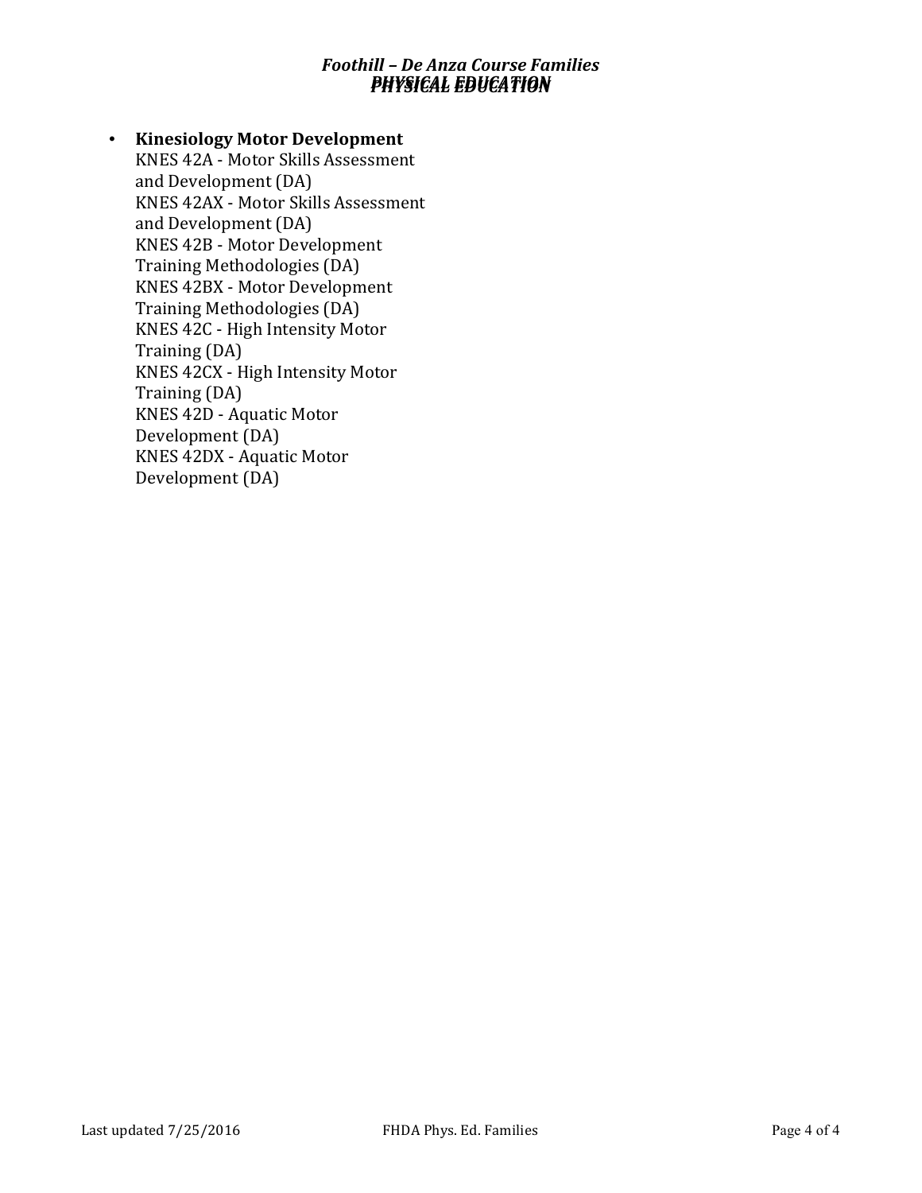- **Kinesiology Motor Development**
  KNES 42A - Motor Skills Assessment and Development (DA)
  KNES 42AX - Motor Skills Assessment and Development (DA)
  KNES 42B - Motor Development Training Methodologies (DA)
  KNES 42BX - Motor Development Training Methodologies (DA)
  KNES 42C - High Intensity Motor Training (DA)
  KNES 42CX - High Intensity Motor Training (DA)
  KNES 42D - Aquatic Motor Development (DA)
  KNES 42DX - Aquatic Motor Development (DA)